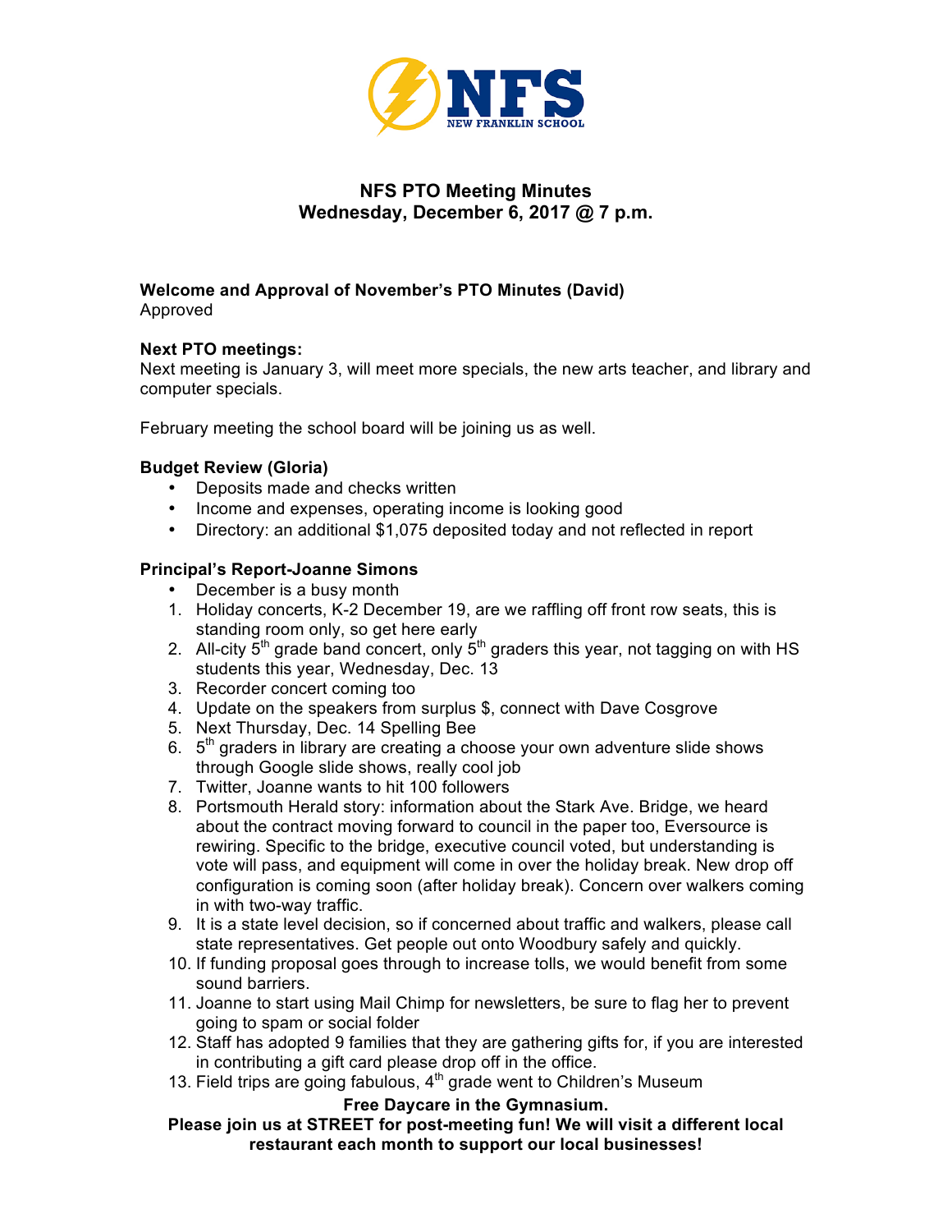NFS NEW FRANKLIN SCHOOL

# NFS PTO Meeting Minutes
## Wednesday, December 6, 2017 @ 7 p.m.

**Welcome and Approval of November's PTO Minutes (David)**
Approved

**Next PTO meetings:**
Next meeting is January 3, will meet more specials, the new arts teacher, and library and computer specials.

February meeting the school board will be joining us as well.

**Budget Review (Gloria)**
- Deposits made and checks written
- Income and expenses, operating income is looking good
- Directory: an additional $1,075 deposited today and not reflected in report

**Principal's Report-Joanne Simons**
- December is a busy month

1. Holiday concerts, K-2 December 19, are we raffling off front row seats, this is standing room only, so get here early
2. All-city 5th grade band concert, only 5th graders this year, not tagging on with HS students this year, Wednesday, Dec. 13
3. Recorder concert coming too
4. Update on the speakers from surplus $, connect with Dave Cosgrove
5. Next Thursday, Dec. 14 Spelling Bee
6. 5th graders in library are creating a choose your own adventure slide shows through Google slide shows, really cool job
7. Twitter, Joanne wants to hit 100 followers
8. Portsmouth Herald story: information about the Stark Ave. Bridge, we heard about the contract moving forward to council in the paper too, Eversource is rewiring. Specific to the bridge, executive council voted, but understanding is vote will pass, and equipment will come in over the holiday break. New drop off configuration is coming soon (after holiday break). Concern over walkers coming in with two-way traffic.
9. It is a state level decision, so if concerned about traffic and walkers, please call state representatives. Get people out onto Woodbury safely and quickly.
10. If funding proposal goes through to increase tolls, we would benefit from some sound barriers.
11. Joanne to start using Mail Chimp for newsletters, be sure to flag her to prevent going to spam or social folder
12. Staff has adopted 9 families that they are gathering gifts for, if you are interested in contributing a gift card please drop off in the office.
13. Field trips are going fabulous, 4th grade went to Children's Museum

**Free Daycare in the Gymnasium.**
**Please join us at STREET for post-meeting fun! We will visit a different local restaurant each month to support our local businesses!**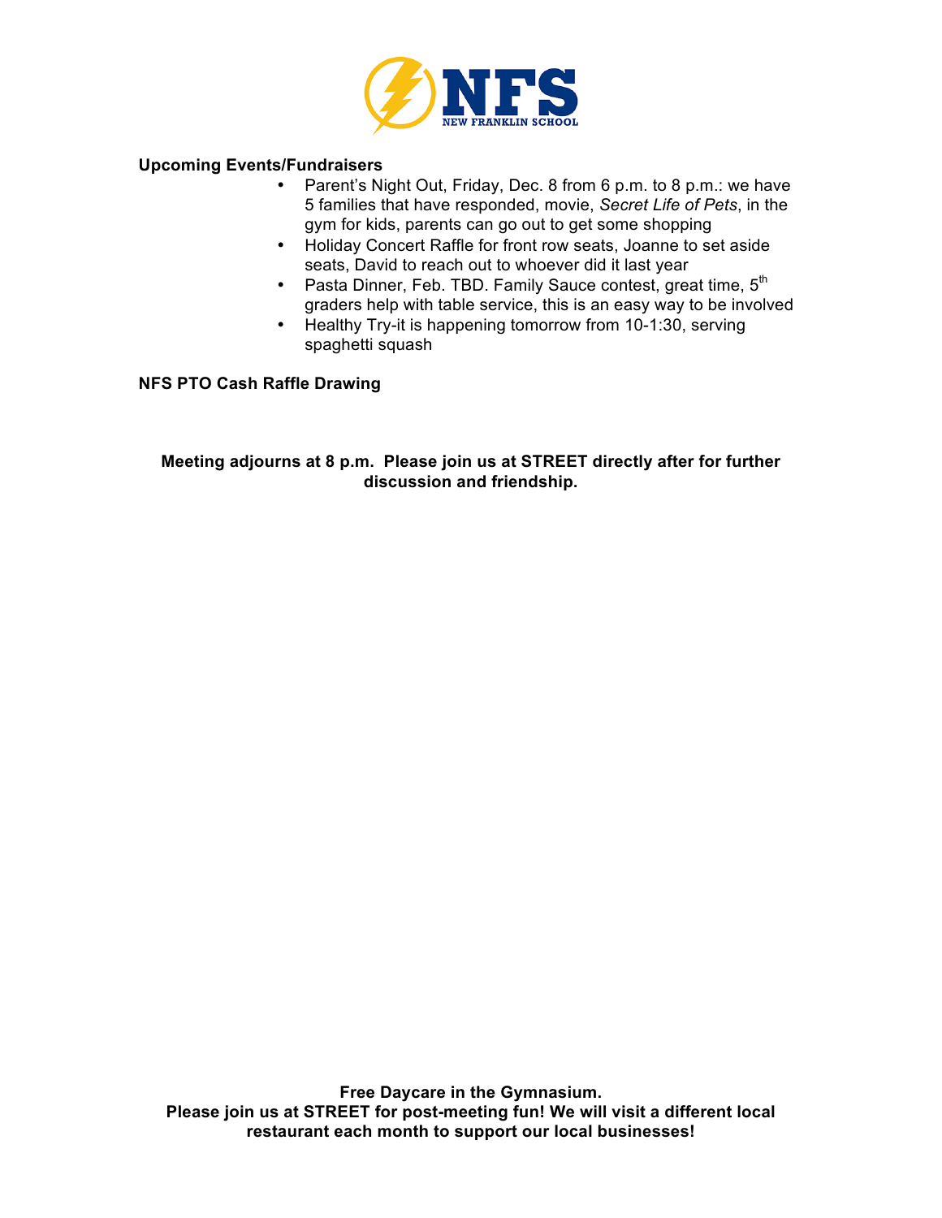NEW FRANKLIN SCHOOL

**Upcoming Events/Fundraisers**

- Parent's Night Out, Friday, Dec. 8 from 6 p.m. to 8 p.m.: we have 5 families that have responded, movie, *Secret Life of Pets*, in the gym for kids, parents can go out to get some shopping
- Holiday Concert Raffle for front row seats, Joanne to set aside seats, David to reach out to whoever did it last year
- Pasta Dinner, Feb. TBD. Family Sauce contest, great time, 5th graders help with table service, this is an easy way to be involved
- Healthy Try-it is happening tomorrow from 10-1:30, serving spaghetti squash

**NFS PTO Cash Raffle Drawing**

**Meeting adjourns at 8 p.m. Please join us at STREET directly after for further discussion and friendship.**

**Free Daycare in the Gymnasium.**
**Please join us at STREET for post-meeting fun! We will visit a different local restaurant each month to support our local businesses!**